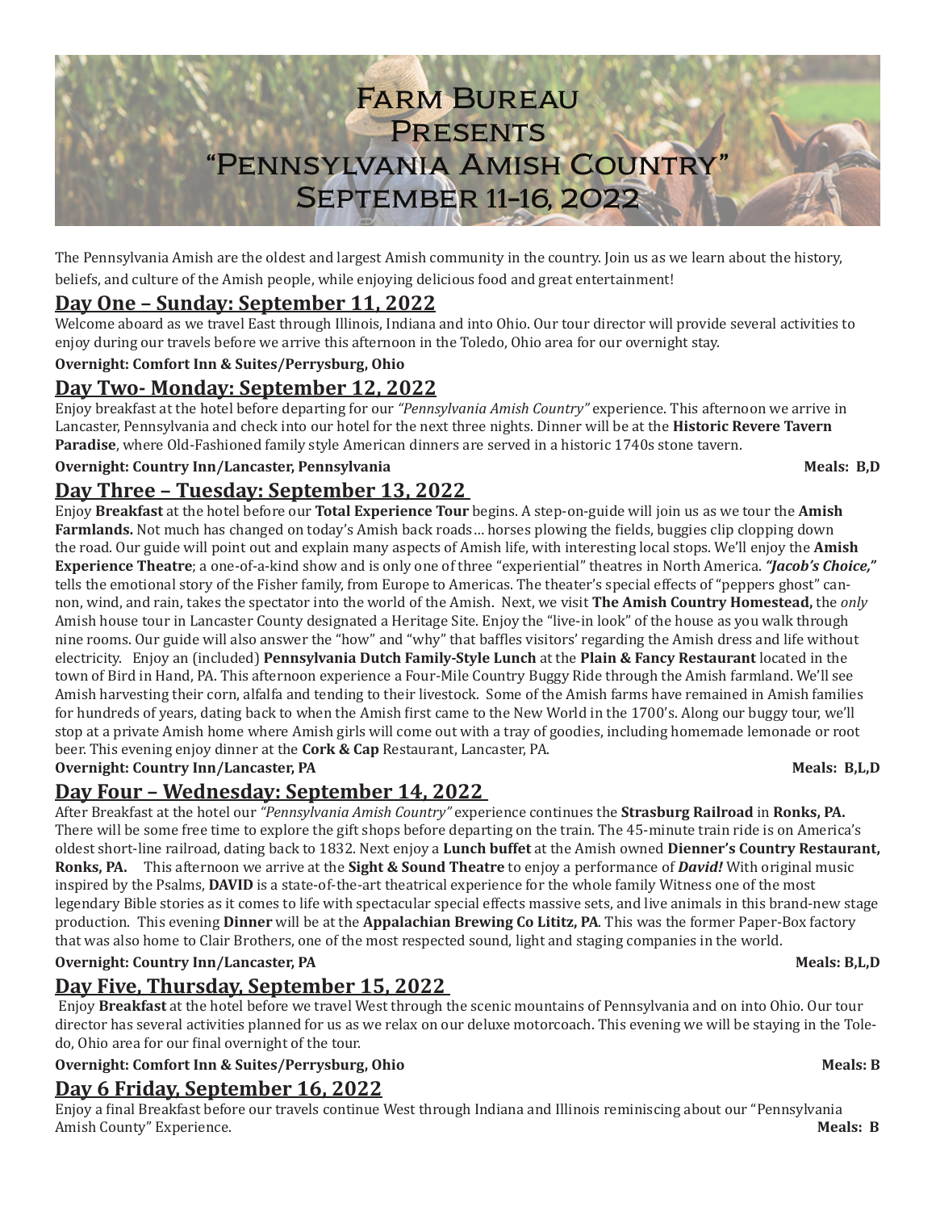# Farm Bureau Presents "Pennsylvania Amish Country" September 11-16, 2022

The Pennsylvania Amish are the oldest and largest Amish community in the country. Join us as we learn about the history, beliefs, and culture of the Amish people, while enjoying delicious food and great entertainment!

## Day One – Sunday: September 11, 2022

Welcome aboard as we travel East through Illinois, Indiana and into Ohio. Our tour director will provide several activities to enjoy during our travels before we arrive this afternoon in the Toledo, Ohio area for our overnight stay.

**Overnight: Comfort Inn & Suites/Perrysburg, Ohio**

## Day Two- Monday: September 12, 2022

Enjoy breakfast at the hotel before departing for our *"Pennsylvania Amish Country"* experience. This afternoon we arrive in Lancaster, Pennsylvania and check into our hotel for the next three nights. Dinner will be at the **Historic Revere Tavern Paradise**, where Old-Fashioned family style American dinners are served in a historic 1740s stone tavern.

**Overnight: Country Inn/Lancaster, Pennsylvania** **Meals: B,D**

## Day Three – Tuesday: September 13, 2022

Enjoy **Breakfast** at the hotel before our **Total Experience Tour** begins. A step-on-guide will join us as we tour the **Amish Farmlands.** Not much has changed on today's Amish back roads… horses plowing the fields, buggies clip clopping down the road. Our guide will point out and explain many aspects of Amish life, with interesting local stops. We'll enjoy the **Amish Experience Theatre**; a one-of-a-kind show and is only one of three "experiential" theatres in North America. ***"Jacob's Choice,"*** tells the emotional story of the Fisher family, from Europe to Americas. The theater's special effects of "peppers ghost" cannon, wind, and rain, takes the spectator into the world of the Amish. Next, we visit **The Amish Country Homestead,** the *only* Amish house tour in Lancaster County designated a Heritage Site. Enjoy the "live-in look" of the house as you walk through nine rooms. Our guide will also answer the "how" and "why" that baffles visitors' regarding the Amish dress and life without electricity. Enjoy an (included) **Pennsylvania Dutch Family-Style Lunch** at the **Plain & Fancy Restaurant** located in the town of Bird in Hand, PA. This afternoon experience a Four-Mile Country Buggy Ride through the Amish farmland. We'll see Amish harvesting their corn, alfalfa and tending to their livestock. Some of the Amish farms have remained in Amish families for hundreds of years, dating back to when the Amish first came to the New World in the 1700's. Along our buggy tour, we'll stop at a private Amish home where Amish girls will come out with a tray of goodies, including homemade lemonade or root beer. This evening enjoy dinner at the **Cork & Cap** Restaurant, Lancaster, PA.

**Overnight: Country Inn/Lancaster, PA** **Meals: B,L,D**

## Day Four – Wednesday: September 14, 2022

After Breakfast at the hotel our *"Pennsylvania Amish Country"* experience continues the **Strasburg Railroad** in **Ronks, PA.** There will be some free time to explore the gift shops before departing on the train. The 45-minute train ride is on America's oldest short-line railroad, dating back to 1832. Next enjoy a **Lunch buffet** at the Amish owned **Dienner's Country Restaurant, Ronks, PA.** This afternoon we arrive at the **Sight & Sound Theatre** to enjoy a performance of ***David!*** With original music inspired by the Psalms, **DAVID** is a state-of-the-art theatrical experience for the whole family Witness one of the most legendary Bible stories as it comes to life with spectacular special effects massive sets, and live animals in this brand-new stage production. This evening **Dinner** will be at the **Appalachian Brewing Co Lititz, PA**. This was the former Paper-Box factory that was also home to Clair Brothers, one of the most respected sound, light and staging companies in the world.

**Overnight: Country Inn/Lancaster, PA** **Meals: B,L,D**

## Day Five, Thursday, September 15, 2022

Enjoy **Breakfast** at the hotel before we travel West through the scenic mountains of Pennsylvania and on into Ohio. Our tour director has several activities planned for us as we relax on our deluxe motorcoach. This evening we will be staying in the Toledo, Ohio area for our final overnight of the tour.

**Overnight: Comfort Inn & Suites/Perrysburg, Ohio** **Meals: B**

## Day 6 Friday, September 16, 2022

Enjoy a final Breakfast before our travels continue West through Indiana and Illinois reminiscing about our "Pennsylvania Amish County" Experience. **Meals: B**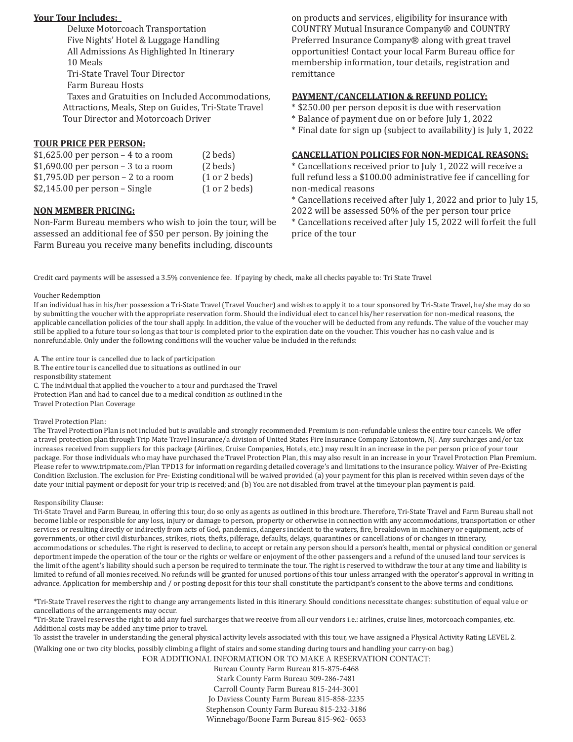**Your Tour Includes:**

- Deluxe Motorcoach Transportation
- Five Nights' Hotel & Luggage Handling
- All Admissions As Highlighted In Itinerary
- 10 Meals
- Tri-State Travel Tour Director
- Farm Bureau Hosts
- Taxes and Gratuities on Included Accommodations, Attractions, Meals, Step on Guides, Tri-State Travel Tour Director and Motorcoach Driver

**TOUR PRICE PER PERSON:**

| | |
|---|---|
| $1,625.00 per person – 4 to a room | (2 beds) |
| $1,690.00 per person – 3 to a room | (2 beds) |
| $1,795.0D per person – 2 to a room | (1 or 2 beds) |
| $2,145.00 per person – Single | (1 or 2 beds) |

**NON MEMBER PRICING:**

Non-Farm Bureau members who wish to join the tour, will be assessed an additional fee of $50 per person. By joining the Farm Bureau you receive many benefits including, discounts on products and services, eligibility for insurance with COUNTRY Mutual Insurance Company® and COUNTRY Preferred Insurance Company® along with great travel opportunities! Contact your local Farm Bureau office for membership information, tour details, registration and remittance

**PAYMENT/CANCELLATION & REFUND POLICY:**

* $250.00 per person deposit is due with reservation
* Balance of payment due on or before July 1, 2022
* Final date for sign up (subject to availability) is July 1, 2022

**CANCELLATION POLICIES FOR NON-MEDICAL REASONS:**

* Cancellations received prior to July 1, 2022 will receive a full refund less a $100.00 administrative fee if cancelling for non-medical reasons
* Cancellations received after July 1, 2022 and prior to July 15, 2022 will be assessed 50% of the per person tour price
* Cancellations received after July 15, 2022 will forfeit the full price of the tour

Credit card payments will be assessed a 3.5% convenience fee. If paying by check, make all checks payable to: Tri State Travel

Voucher Redemption

If an individual has in his/her possession a Tri-State Travel (Travel Voucher) and wishes to apply it to a tour sponsored by Tri-State Travel, he/she may do so by submitting the voucher with the appropriate reservation form. Should the individual elect to cancel his/her reservation for non-medical reasons, the applicable cancellation policies of the tour shall apply. In addition, the value of the voucher will be deducted from any refunds. The value of the voucher may still be applied to a future tour so long as that tour is completed prior to the expiration date on the voucher. This voucher has no cash value and is nonrefundable. Only under the following conditions will the voucher value be included in the refunds:

A. The entire tour is cancelled due to lack of participation
B. The entire tour is cancelled due to situations as outlined in our responsibility statement
C. The individual that applied the voucher to a tour and purchased the Travel Protection Plan and had to cancel due to a medical condition as outlined in the Travel Protection Plan Coverage

Travel Protection Plan:

The Travel Protection Plan is not included but is available and strongly recommended. Premium is non-refundable unless the entire tour cancels. We offer a travel protection plan through Trip Mate Travel Insurance/a division of United States Fire Insurance Company Eatontown, NJ. Any surcharges and/or tax increases received from suppliers for this package (Airlines, Cruise Companies, Hotels, etc.) may result in an increase in the per person price of your tour package. For those individuals who may have purchased the Travel Protection Plan, this may also result in an increase in your Travel Protection Plan Premium. Please refer to www.tripmate.com/Plan TPD13 for information regarding detailed coverage's and limitations to the insurance policy. Waiver of Pre-Existing Condition Exclusion. The exclusion for Pre- Existing conditional will be waived provided (a) your payment for this plan is received within seven days of the date your initial payment or deposit for your trip is received; and (b) You are not disabled from travel at the timeyour plan payment is paid.

Responsibility Clause:

Tri-State Travel and Farm Bureau, in offering this tour, do so only as agents as outlined in this brochure. Therefore, Tri-State Travel and Farm Bureau shall not become liable or responsible for any loss, injury or damage to person, property or otherwise in connection with any accommodations, transportation or other services or resulting directly or indirectly from acts of God, pandemics, dangers incident to the waters, fire, breakdown in machinery or equipment, acts of governments, or other civil disturbances, strikes, riots, thefts, pilferage, defaults, delays, quarantines or cancellations of or changes in itinerary, accommodations or schedules. The right is reserved to decline, to accept or retain any person should a person's health, mental or physical condition or general deportment impede the operation of the tour or the rights or welfare or enjoyment of the other passengers and a refund of the unused land tour services is the limit of the agent's liability should such a person be required to terminate the tour. The right is reserved to withdraw the tour at any time and liability is limited to refund of all monies received. No refunds will be granted for unused portions of this tour unless arranged with the operator's approval in writing in advance. Application for membership and / or posting deposit for this tour shall constitute the participant's consent to the above terms and conditions.

*Tri-State Travel reserves the right to change any arrangements listed in this itinerary. Should conditions necessitate changes: substitution of equal value or cancellations of the arrangements may occur.

*Tri-State Travel reserves the right to add any fuel surcharges that we receive from all our vendors i.e.: airlines, cruise lines, motorcoach companies, etc. Additional costs may be added any time prior to travel.

To assist the traveler in understanding the general physical activity levels associated with this tour, we have assigned a Physical Activity Rating LEVEL 2. (Walking one or two city blocks, possibly climbing a flight of stairs and some standing during tours and handling your carry-on bag.)

FOR ADDITIONAL INFORMATION OR TO MAKE A RESERVATION CONTACT:

Bureau County Farm Bureau 815-875-6468
Stark County Farm Bureau 309-286-7481
Carroll County Farm Bureau 815-244-3001
Jo Daviess County Farm Bureau 815-858-2235
Stephenson County Farm Bureau 815-232-3186
Winnebago/Boone Farm Bureau 815-962- 0653